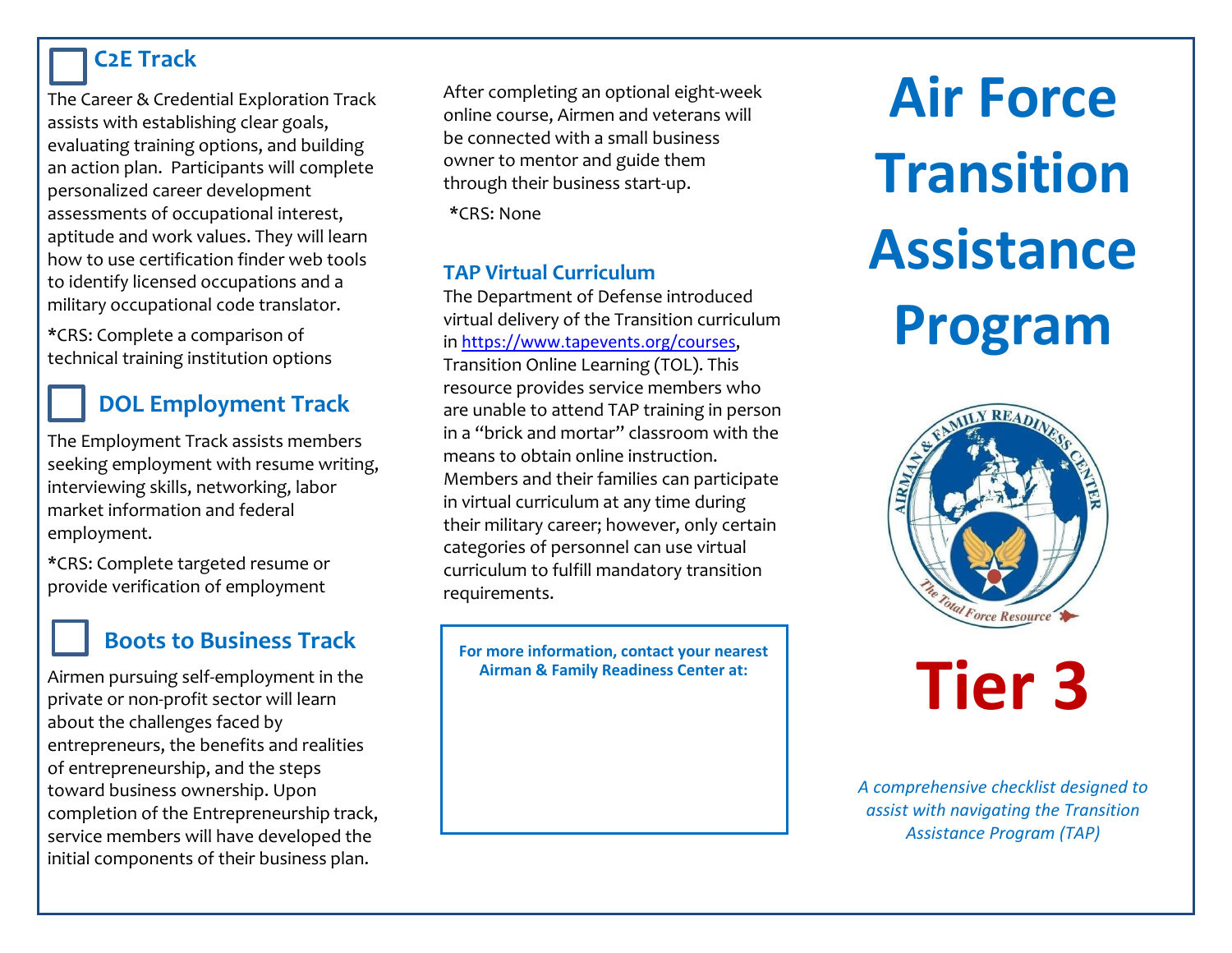## C2E Track

The Career & Credential Exploration Track assists with establishing clear goals, evaluating training options, and building an action plan. Participants will complete personalized career development assessments of occupational interest, aptitude and work values. They will learn how to use certification finder web tools to identify licensed occupations and a military occupational code translator.

*CRS: Complete a comparison of technical training institution options

## DOL Employment Track

The Employment Track assists members seeking employment with resume writing, interviewing skills, networking, labor market information and federal employment.

*CRS: Complete targeted resume or provide verification of employment

## Boots to Business Track

Airmen pursuing self-employment in the private or non-profit sector will learn about the challenges faced by entrepreneurs, the benefits and realities of entrepreneurship, and the steps toward business ownership. Upon completion of the Entrepreneurship track, service members will have developed the initial components of their business plan.

After completing an optional eight-week online course, Airmen and veterans will be connected with a small business owner to mentor and guide them through their business start-up.

*CRS: None

### TAP Virtual Curriculum

The Department of Defense introduced virtual delivery of the Transition curriculum in https://www.tapevents.org/courses, Transition Online Learning (TOL). This resource provides service members who are unable to attend TAP training in person in a "brick and mortar" classroom with the means to obtain online instruction. Members and their families can participate in virtual curriculum at any time during their military career; however, only certain categories of personnel can use virtual curriculum to fulfill mandatory transition requirements.

**For more information, contact your nearest Airman & Family Readiness Center at:**

# Air Force Transition Assistance Program

AIRMAN & FAMILY READINESS CENTER
The Total Force Resource

# Tier 3

*A comprehensive checklist designed to assist with navigating the Transition Assistance Program (TAP)*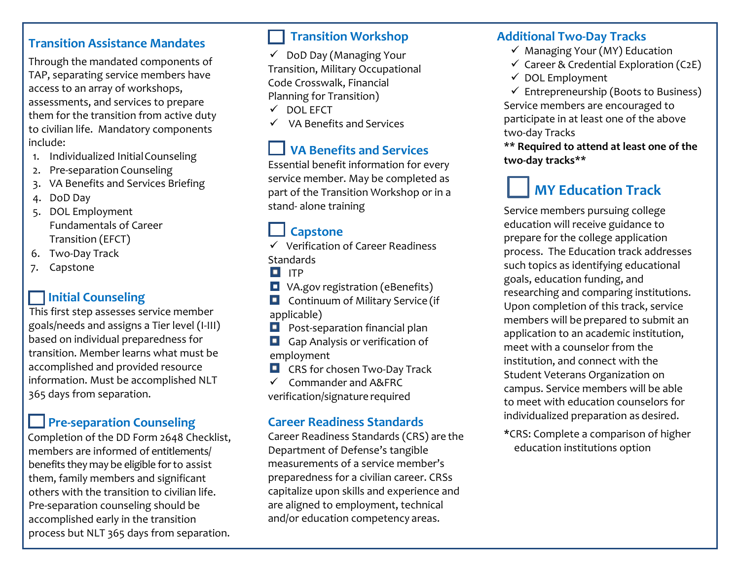## Transition Assistance Mandates

Through the mandated components of TAP, separating service members have access to an array of workshops, assessments, and services to prepare them for the transition from active duty to civilian life. Mandatory components include:

1. Individualized Initial Counseling
2. Pre-separation Counseling
3. VA Benefits and Services Briefing
4. DoD Day
5. DOL Employment Fundamentals of Career Transition (EFCT)
6. Two-Day Track
7. Capstone

## ☐ Initial Counseling

This first step assesses service member goals/needs and assigns a Tier level (I-III) based on individual preparedness for transition. Member learns what must be accomplished and provided resource information. Must be accomplished NLT 365 days from separation.

## ☐ Pre-separation Counseling

Completion of the DD Form 2648 Checklist, members are informed of entitlements/ benefits they may be eligible for to assist them, family members and significant others with the transition to civilian life. Pre-separation counseling should be accomplished early in the transition process but NLT 365 days from separation.

## ☐ Transition Workshop

- ✓ DoD Day (Managing Your Transition, Military Occupational Code Crosswalk, Financial Planning for Transition)
- ✓ DOL EFCT
- ✓ VA Benefits and Services

## ☐ VA Benefits and Services

Essential benefit information for every service member. May be completed as part of the Transition Workshop or in a stand- alone training

## ☐ Capstone

- ✓ Verification of Career Readiness Standards
- ▣ ITP
- ▣ VA.gov registration (eBenefits)
- ▣ Continuum of Military Service (if applicable)
- ▣ Post-separation financial plan
- ▣ Gap Analysis or verification of employment
- ▣ CRS for chosen Two-Day Track
- ✓ Commander and A&FRC verification/signature required

## Career Readiness Standards

Career Readiness Standards (CRS) are the Department of Defense's tangible measurements of a service member's preparedness for a civilian career. CRSs capitalize upon skills and experience and are aligned to employment, technical and/or education competency areas.

## Additional Two-Day Tracks

- ✓ Managing Your (MY) Education
- ✓ Career & Credential Exploration (C2E)
- ✓ DOL Employment
- ✓ Entrepreneurship (Boots to Business)

Service members are encouraged to participate in at least one of the above two-day Tracks

**** Required to attend at least one of the two-day tracks****

## ☐ MY Education Track

Service members pursuing college education will receive guidance to prepare for the college application process. The Education track addresses such topics as identifying educational goals, education funding, and researching and comparing institutions. Upon completion of this track, service members will be prepared to submit an application to an academic institution, meet with a counselor from the institution, and connect with the Student Veterans Organization on campus. Service members will be able to meet with education counselors for individualized preparation as desired.

*CRS: Complete a comparison of higher education institutions option